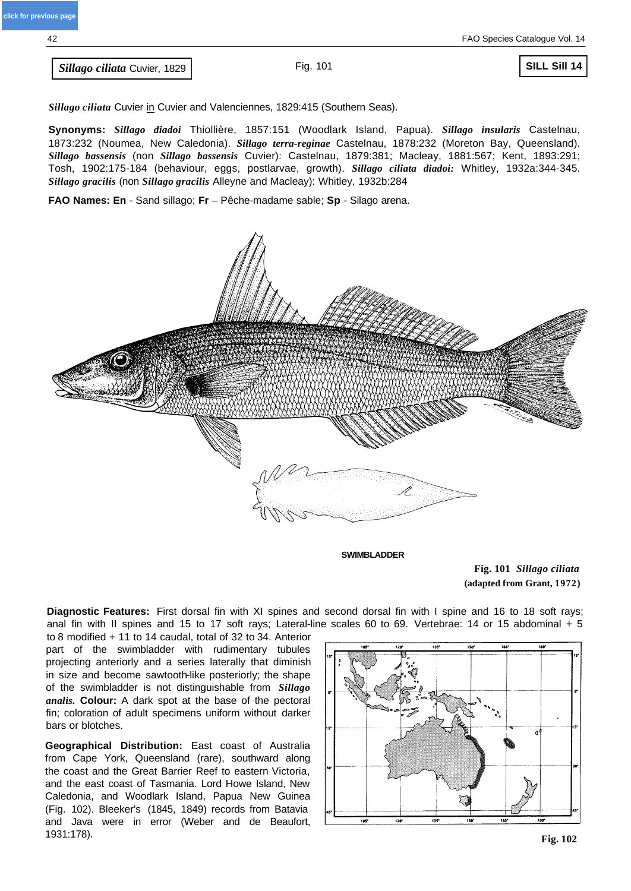***Sillago ciliata*** Cuvier, 1829

Fig. 101

**SILL Sill 14**

***Sillago ciliata*** Cuvier in Cuvier and Valenciennes, 1829:415 (Southern Seas).

**Synonyms:** ***Sillago diadoi*** Thiollière, 1857:151 (Woodlark Island, Papua). ***Sillago insularis*** Castelnau, 1873:232 (Noumea, New Caledonia). ***Sillago terra-reginae*** Castelnau, 1878:232 (Moreton Bay, Queensland). ***Sillago bassensis*** (non ***Sillago bassensis*** Cuvier): Castelnau, 1879:381; Macleay, 1881:567; Kent, 1893:291; Tosh, 1902:175-184 (behaviour, eggs, postlarvae, growth). ***Sillago ciliata diadoi:*** Whitley, 1932a:344-345. ***Sillago gracilis*** (non ***Sillago gracilis*** Alleyne and Macleay): Whitley, 1932b:284

**FAO Names: En** - Sand sillago; **Fr** – Pêche-madame sable; **Sp** - Silago arena.

SWIMBLADDER

**Fig. 101** ***Sillago ciliata*** **(adapted from Grant, 1972)**

**Diagnostic Features:** First dorsal fin with XI spines and second dorsal fin with I spine and 16 to 18 soft rays; anal fin with II spines and 15 to 17 soft rays; Lateral-line scales 60 to 69. Vertebrae: 14 or 15 abdominal + 5 to 8 modified + 11 to 14 caudal, total of 32 to 34. Anterior part of the swimbladder with rudimentary tubules projecting anteriorly and a series laterally that diminish in size and become sawtooth-like posteriorly; the shape of the swimbladder is not distinguishable from ***Sillago analis.*** **Colour:** A dark spot at the base of the pectoral fin; coloration of adult specimens uniform without darker bars or blotches.

**Geographical Distribution:** East coast of Australia from Cape York, Queensland (rare), southward along the coast and the Great Barrier Reef to eastern Victoria, and the east coast of Tasmania. Lord Howe Island, New Caledonia, and Woodlark Island, Papua New Guinea (Fig. 102). Bleeker's (1845, 1849) records from Batavia and Java were in error (Weber and de Beaufort, 1931:178).

**Fig. 102**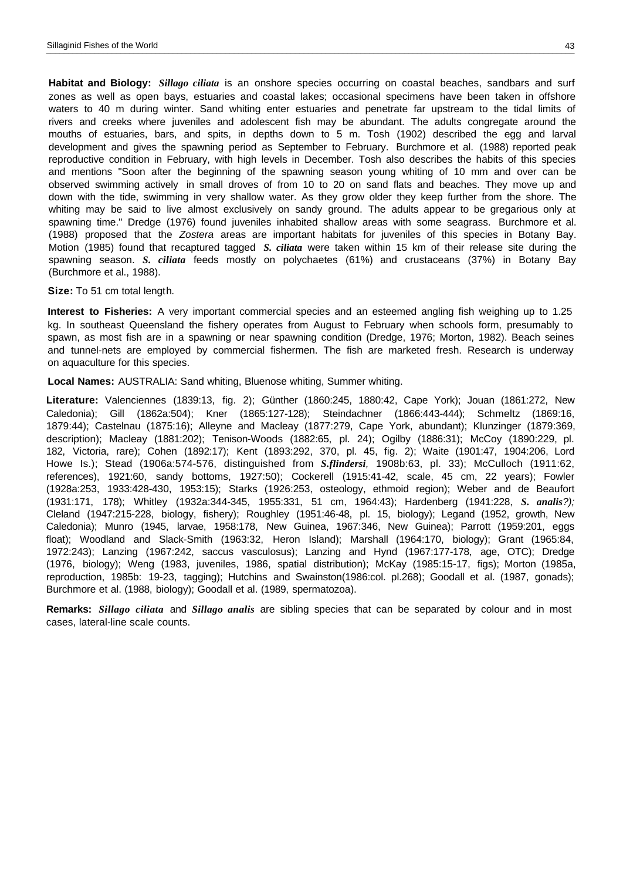**Habitat and Biology:** ***Sillago ciliata*** is an onshore species occurring on coastal beaches, sandbars and surf zones as well as open bays, estuaries and coastal lakes; occasional specimens have been taken in offshore waters to 40 m during winter. Sand whiting enter estuaries and penetrate far upstream to the tidal limits of rivers and creeks where juveniles and adolescent fish may be abundant. The adults congregate around the mouths of estuaries, bars, and spits, in depths down to 5 m. Tosh (1902) described the egg and larval development and gives the spawning period as September to February. Burchmore et al. (1988) reported peak reproductive condition in February, with high levels in December. Tosh also describes the habits of this species and mentions "Soon after the beginning of the spawning season young whiting of 10 mm and over can be observed swimming actively in small droves of from 10 to 20 on sand flats and beaches. They move up and down with the tide, swimming in very shallow water. As they grow older they keep further from the shore. The whiting may be said to live almost exclusively on sandy ground. The adults appear to be gregarious only at spawning time." Dredge (1976) found juveniles inhabited shallow areas with some seagrass. Burchmore et al. (1988) proposed that the *Zostera* areas are important habitats for juveniles of this species in Botany Bay. Motion (1985) found that recaptured tagged ***S. ciliata*** were taken within 15 km of their release site during the spawning season. ***S. ciliata*** feeds mostly on polychaetes (61%) and crustaceans (37%) in Botany Bay (Burchmore et al., 1988).

**Size:** To 51 cm total length.

**Interest to Fisheries:** A very important commercial species and an esteemed angling fish weighing up to 1.25 kg. In southeast Queensland the fishery operates from August to February when schools form, presumably to spawn, as most fish are in a spawning or near spawning condition (Dredge, 1976; Morton, 1982). Beach seines and tunnel-nets are employed by commercial fishermen. The fish are marketed fresh. Research is underway on aquaculture for this species.

**Local Names:** AUSTRALIA: Sand whiting, Bluenose whiting, Summer whiting.

**Literature:** Valenciennes (1839:13, fig. 2); Günther (1860:245, 1880:42, Cape York); Jouan (1861:272, New Caledonia); Gill (1862a:504); Kner (1865:127-128); Steindachner (1866:443-444); Schmeltz (1869:16, 1879:44); Castelnau (1875:16); Alleyne and Macleay (1877:279, Cape York, abundant); Klunzinger (1879:369, description); Macleay (1881:202); Tenison-Woods (1882:65, pl. 24); Ogilby (1886:31); McCoy (1890:229, pl. 182, Victoria, rare); Cohen (1892:17); Kent (1893:292, 370, pl. 45, fig. 2); Waite (1901:47, 1904:206, Lord Howe Is.); Stead (1906a:574-576, distinguished from ***S.flindersi***, 1908b:63, pl. 33); McCulloch (1911:62, references), 1921:60, sandy bottoms, 1927:50); Cockerell (1915:41-42, scale, 45 cm, 22 years); Fowler (1928a:253, 1933:428-430, 1953:15); Starks (1926:253, osteology, ethmoid region); Weber and de Beaufort (1931:171, 178); Whitley (1932a:344-345, 1955:331, 51 cm, 1964:43); Hardenberg (1941:228, ***S. analis****?);* Cleland (1947:215-228, biology, fishery); Roughley (1951:46-48, pl. 15, biology); Legand (1952, growth, New Caledonia); Munro (1945, larvae, 1958:178, New Guinea, 1967:346, New Guinea); Parrott (1959:201, eggs float); Woodland and Slack-Smith (1963:32, Heron Island); Marshall (1964:170, biology); Grant (1965:84, 1972:243); Lanzing (1967:242, saccus vasculosus); Lanzing and Hynd (1967:177-178, age, OTC); Dredge (1976, biology); Weng (1983, juveniles, 1986, spatial distribution); McKay (1985:15-17, figs); Morton (1985a, reproduction, 1985b: 19-23, tagging); Hutchins and Swainston(1986:col. pl.268); Goodall et al. (1987, gonads); Burchmore et al. (1988, biology); Goodall et al. (1989, spermatozoa).

**Remarks:** ***Sillago ciliata*** and ***Sillago analis*** are sibling species that can be separated by colour and in most cases, lateral-line scale counts.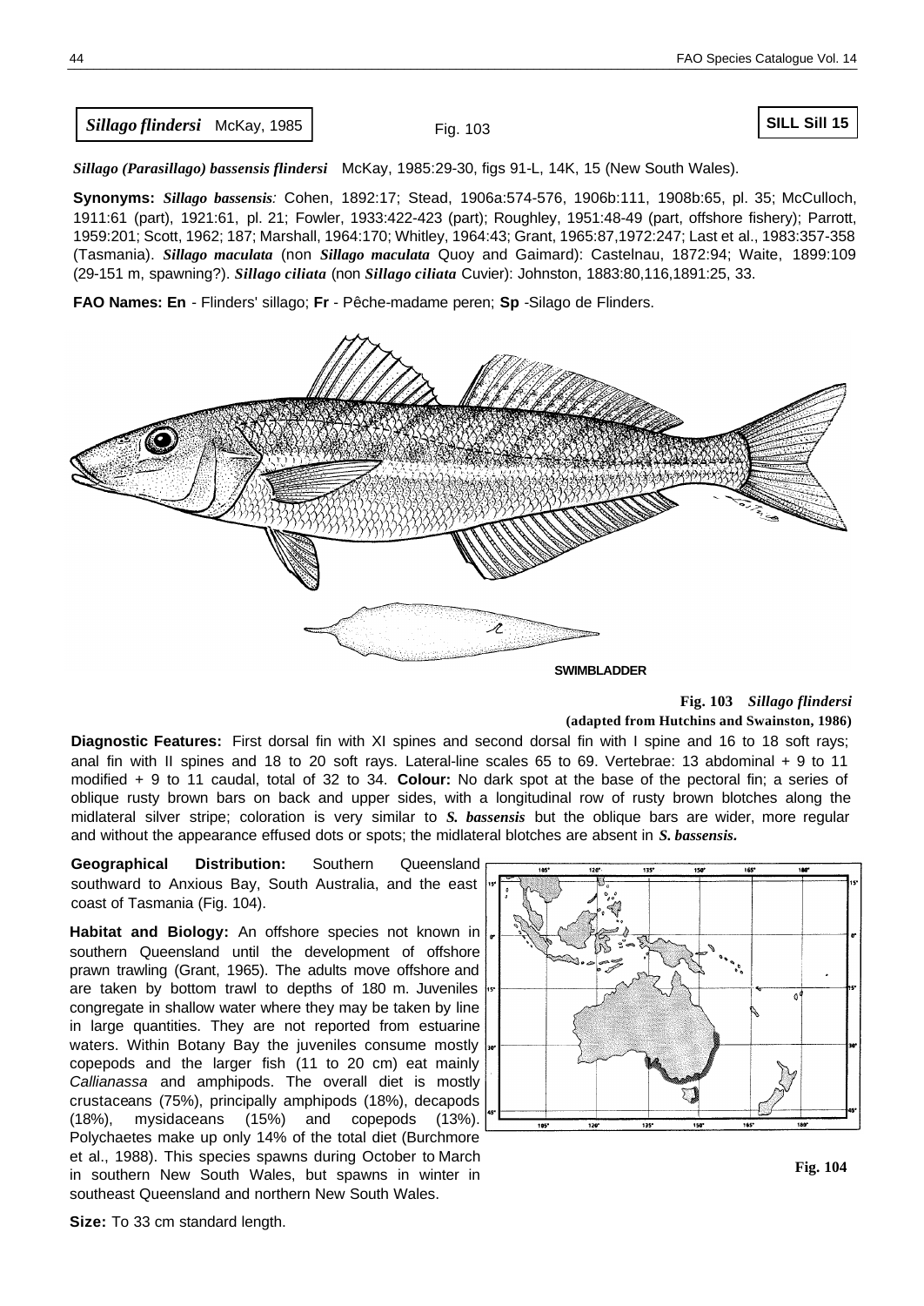**_Sillago flindersi_** McKay, 1985 Fig. 103 **SILL Sill 15**

***Sillago (Parasillago) bassensis flindersi*** McKay, 1985:29-30, figs 91-L, 14K, 15 (New South Wales).

**Synonyms:** ***Sillago bassensis***: Cohen, 1892:17; Stead, 1906a:574-576, 1906b:111, 1908b:65, pl. 35; McCulloch, 1911:61 (part), 1921:61, pl. 21; Fowler, 1933:422-423 (part); Roughley, 1951:48-49 (part, offshore fishery); Parrott, 1959:201; Scott, 1962; 187; Marshall, 1964:170; Whitley, 1964:43; Grant, 1965:87,1972:247; Last et al., 1983:357-358 (Tasmania). ***Sillago maculata*** (non ***Sillago maculata*** Quoy and Gaimard): Castelnau, 1872:94; Waite, 1899:109 (29-151 m, spawning?). ***Sillago ciliata*** (non ***Sillago ciliata*** Cuvier): Johnston, 1883:80,116,1891:25, 33.

**FAO Names: En** - Flinders' sillago; **Fr** - Pêche-madame peren; **Sp** -Silago de Flinders.

SWIMBLADDER

**Fig. 103** ***Sillago flindersi***
**(adapted from Hutchins and Swainston, 1986)**

**Diagnostic Features:** First dorsal fin with XI spines and second dorsal fin with I spine and 16 to 18 soft rays; anal fin with II spines and 18 to 20 soft rays. Lateral-line scales 65 to 69. Vertebrae: 13 abdominal + 9 to 11 modified + 9 to 11 caudal, total of 32 to 34. **Colour:** No dark spot at the base of the pectoral fin; a series of oblique rusty brown bars on back and upper sides, with a longitudinal row of rusty brown blotches along the midlateral silver stripe; coloration is very similar to ***S. bassensis*** but the oblique bars are wider, more regular and without the appearance effused dots or spots; the midlateral blotches are absent in ***S. bassensis.***

**Geographical Distribution:** Southern Queensland southward to Anxious Bay, South Australia, and the east coast of Tasmania (Fig. 104).

**Habitat and Biology:** An offshore species not known in southern Queensland until the development of offshore prawn trawling (Grant, 1965). The adults move offshore and are taken by bottom trawl to depths of 180 m. Juveniles congregate in shallow water where they may be taken by line in large quantities. They are not reported from estuarine waters. Within Botany Bay the juveniles consume mostly copepods and the larger fish (11 to 20 cm) eat mainly *Callianassa* and amphipods. The overall diet is mostly crustaceans (75%), principally amphipods (18%), decapods (18%), mysidaceans (15%) and copepods (13%). Polychaetes make up only 14% of the total diet (Burchmore et al., 1988). This species spawns during October to March in southern New South Wales, but spawns in winter in southeast Queensland and northern New South Wales.

**Fig. 104**

**Size:** To 33 cm standard length.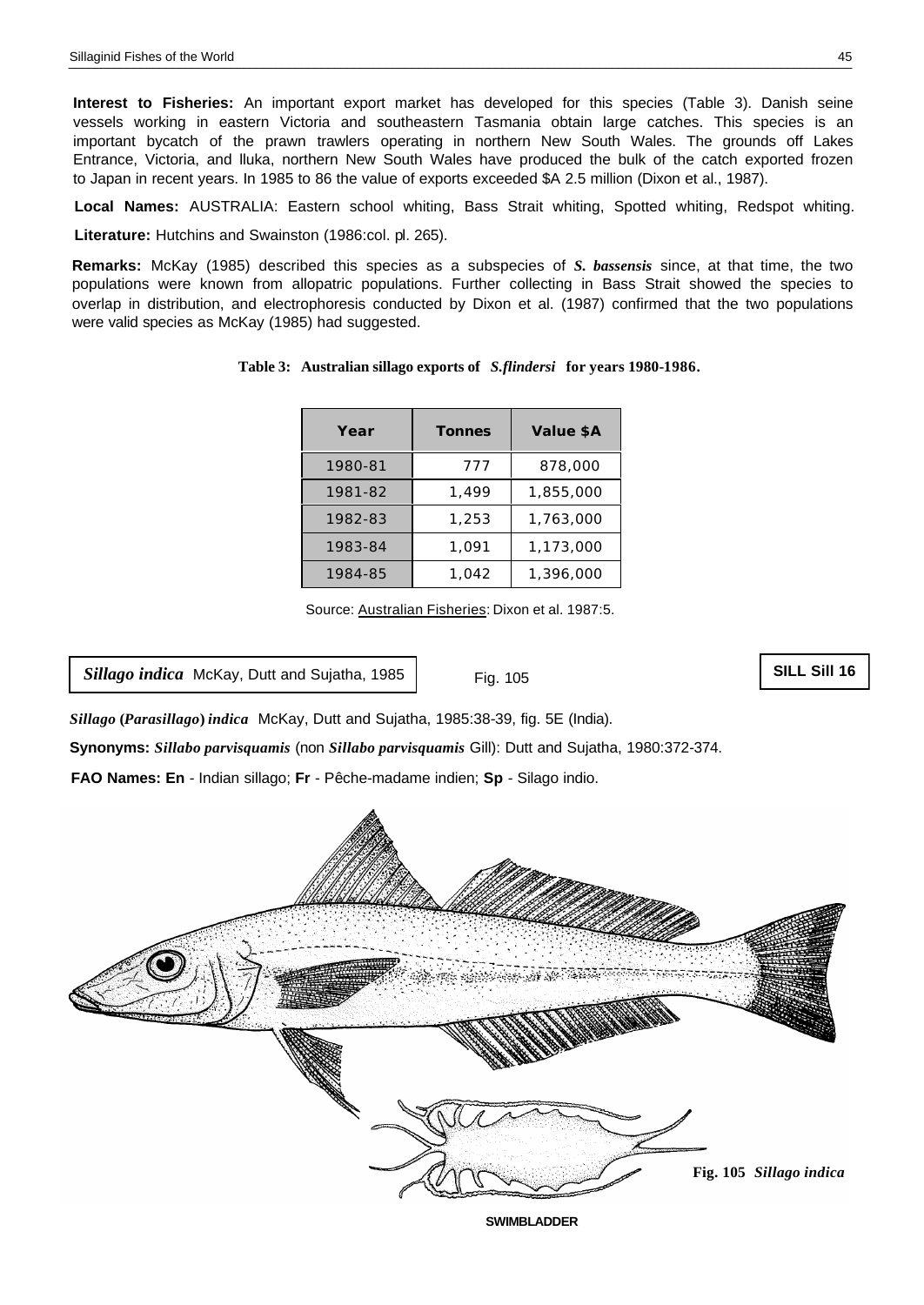**Interest to Fisheries:** An important export market has developed for this species (Table 3). Danish seine vessels working in eastern Victoria and southeastern Tasmania obtain large catches. This species is an important bycatch of the prawn trawlers operating in northern New South Wales. The grounds off Lakes Entrance, Victoria, and lluka, northern New South Wales have produced the bulk of the catch exported frozen to Japan in recent years. In 1985 to 86 the value of exports exceeded $A 2.5 million (Dixon et al., 1987).

**Local Names:** AUSTRALIA: Eastern school whiting, Bass Strait whiting, Spotted whiting, Redspot whiting.

**Literature:** Hutchins and Swainston (1986:col. pl. 265).

**Remarks:** McKay (1985) described this species as a subspecies of ***S. bassensis*** since, at that time, the two populations were known from allopatric populations. Further collecting in Bass Strait showed the species to overlap in distribution, and electrophoresis conducted by Dixon et al. (1987) confirmed that the two populations were valid species as McKay (1985) had suggested.

**Table 3: Australian sillago exports of *S.flindersi* for years 1980-1986.**

| Year | Tonnes | Value $A |
|---|---|---|
| 1980-81 | 777 | 878,000 |
| 1981-82 | 1,499 | 1,855,000 |
| 1982-83 | 1,253 | 1,763,000 |
| 1983-84 | 1,091 | 1,173,000 |
| 1984-85 | 1,042 | 1,396,000 |

Source: Australian Fisheries: Dixon et al. 1987:5.

## *Sillago indica* McKay, Dutt and Sujatha, 1985

Fig. 105

**SILL Sill 16**

***Sillago* (*Parasillago*) *indica*** McKay, Dutt and Sujatha, 1985:38-39, fig. 5E (India).

**Synonyms:** ***Sillabo parvisquamis*** (non ***Sillabo parvisquamis*** Gill): Dutt and Sujatha, 1980:372-374.

**FAO Names: En** - Indian sillago; **Fr** - Pêche-madame indien; **Sp** - Silago indio.

**Fig. 105 *Sillago indica***

SWIMBLADDER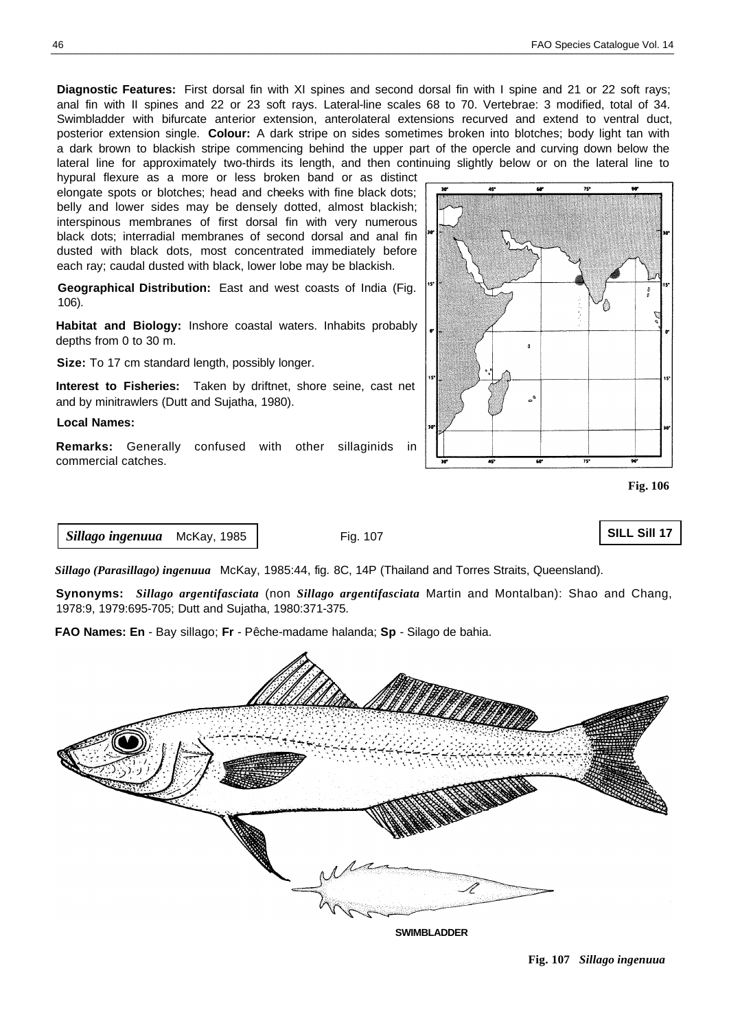**Diagnostic Features:** First dorsal fin with XI spines and second dorsal fin with I spine and 21 or 22 soft rays; anal fin with II spines and 22 or 23 soft rays. Lateral-line scales 68 to 70. Vertebrae: 3 modified, total of 34. Swimbladder with bifurcate anterior extension, anterolateral extensions recurved and extend to ventral duct, posterior extension single. **Colour:** A dark stripe on sides sometimes broken into blotches; body light tan with a dark brown to blackish stripe commencing behind the upper part of the opercle and curving down below the lateral line for approximately two-thirds its length, and then continuing slightly below or on the lateral line to hypural flexure as a more or less broken band or as distinct elongate spots or blotches; head and cheeks with fine black dots; belly and lower sides may be densely dotted, almost blackish; interspinous membranes of first dorsal fin with very numerous black dots; interradial membranes of second dorsal and anal fin dusted with black dots, most concentrated immediately before each ray; caudal dusted with black, lower lobe may be blackish.

**Geographical Distribution:** East and west coasts of India (Fig. 106).

**Habitat and Biology:** Inshore coastal waters. Inhabits probably depths from 0 to 30 m.

**Size:** To 17 cm standard length, possibly longer.

**Interest to Fisheries:** Taken by driftnet, shore seine, cast net and by minitrawlers (Dutt and Sujatha, 1980).

**Local Names:**

**Remarks:** Generally confused with other sillaginids in commercial catches.

Fig. 106

***Sillago ingenuua*** McKay, 1985 — Fig. 107 — **SILL Sill 17**

***Sillago (Parasillago) ingenuua*** McKay, 1985:44, fig. 8C, 14P (Thailand and Torres Straits, Queensland).

**Synonyms:** ***Sillago argentifasciata*** (non ***Sillago argentifasciata*** Martin and Montalban): Shao and Chang, 1978:9, 1979:695-705; Dutt and Sujatha, 1980:371-375.

**FAO Names: En** - Bay sillago; **Fr** - Pêche-madame halanda; **Sp** - Silago de bahia.

SWIMBLADDER

**Fig. 107** ***Sillago ingenuua***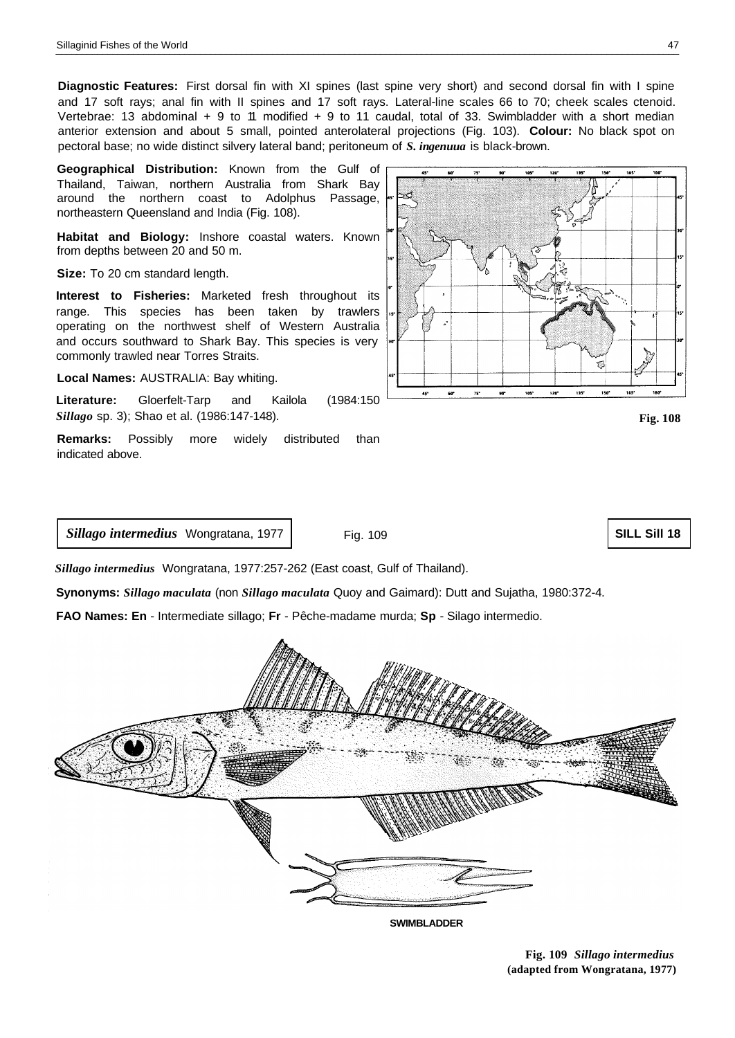**Diagnostic Features:** First dorsal fin with XI spines (last spine very short) and second dorsal fin with I spine and 17 soft rays; anal fin with II spines and 17 soft rays. Lateral-line scales 66 to 70; cheek scales ctenoid. Vertebrae: 13 abdominal + 9 to 11 modified + 9 to 11 caudal, total of 33. Swimbladder with a short median anterior extension and about 5 small, pointed anterolateral projections (Fig. 103). **Colour:** No black spot on pectoral base; no wide distinct silvery lateral band; peritoneum of ***S. ingenuua*** is black-brown.

**Geographical Distribution:** Known from the Gulf of Thailand, Taiwan, northern Australia from Shark Bay around the northern coast to Adolphus Passage, northeastern Queensland and India (Fig. 108).

**Habitat and Biology:** Inshore coastal waters. Known from depths between 20 and 50 m.

**Size:** To 20 cm standard length.

**Interest to Fisheries:** Marketed fresh throughout its range. This species has been taken by trawlers operating on the northwest shelf of Western Australia and occurs southward to Shark Bay. This species is very commonly trawled near Torres Straits.

**Local Names:** AUSTRALIA: Bay whiting.

**Literature:** Gloerfelt-Tarp and Kailola (1984:150 *Sillago* sp. 3); Shao et al. (1986:147-148).

**Remarks:** Possibly more widely distributed than indicated above.

**Fig. 108**

***Sillago intermedius*** Wongratana, 1977 — Fig. 109 — **SILL Sill 18**

***Sillago intermedius*** Wongratana, 1977:257-262 (East coast, Gulf of Thailand).

**Synonyms:** ***Sillago maculata*** (non ***Sillago maculata*** Quoy and Gaimard): Dutt and Sujatha, 1980:372-4.

**FAO Names: En** - Intermediate sillago; **Fr** - Pêche-madame murda; **Sp** - Silago intermedio.

SWIMBLADDER

**Fig. 109** ***Sillago intermedius*** **(adapted from Wongratana, 1977)**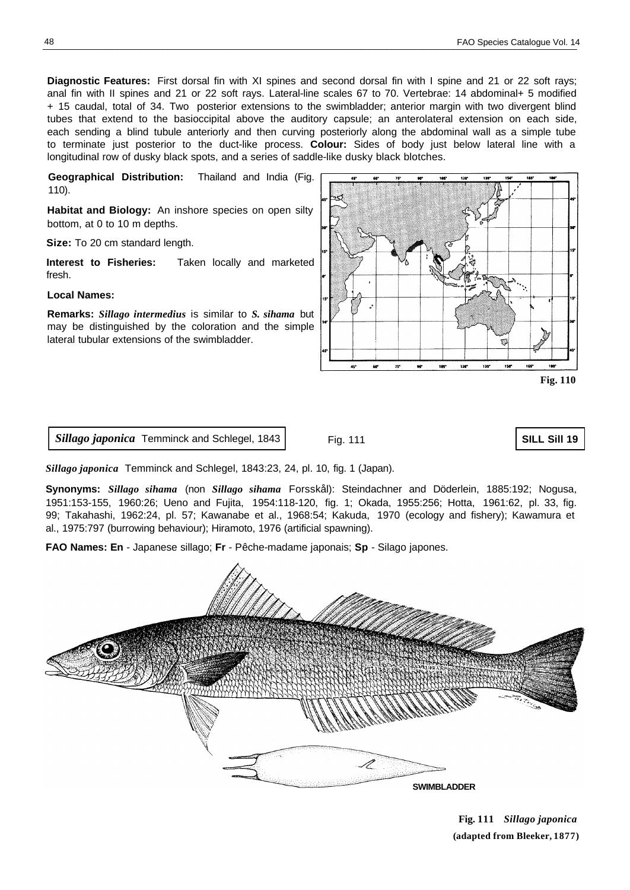**Diagnostic Features:** First dorsal fin with XI spines and second dorsal fin with I spine and 21 or 22 soft rays; anal fin with II spines and 21 or 22 soft rays. Lateral-line scales 67 to 70. Vertebrae: 14 abdominal+ 5 modified + 15 caudal, total of 34. Two posterior extensions to the swimbladder; anterior margin with two divergent blind tubes that extend to the basioccipital above the auditory capsule; an anterolateral extension on each side, each sending a blind tubule anteriorly and then curving posteriorly along the abdominal wall as a simple tube to terminate just posterior to the duct-like process. **Colour:** Sides of body just below lateral line with a longitudinal row of dusky black spots, and a series of saddle-like dusky black blotches.

**Geographical Distribution:** Thailand and India (Fig. 110).

**Habitat and Biology:** An inshore species on open silty bottom, at 0 to 10 m depths.

**Size:** To 20 cm standard length.

**Interest to Fisheries:** Taken locally and marketed fresh.

**Local Names:**

**Remarks:** ***Sillago intermedius*** is similar to ***S. sihama*** but may be distinguished by the coloration and the simple lateral tubular extensions of the swimbladder.

**Fig. 110**

***Sillago japonica*** Temminck and Schlegel, 1843 — Fig. 111 — **SILL Sill 19**

***Sillago japonica*** Temminck and Schlegel, 1843:23, 24, pl. 10, fig. 1 (Japan).

**Synonyms:** ***Sillago sihama*** (non ***Sillago sihama*** Forsskål): Steindachner and Döderlein, 1885:192; Nogusa, 1951:153-155, 1960:26; Ueno and Fujita, 1954:118-120, fig. 1; Okada, 1955:256; Hotta, 1961:62, pl. 33, fig. 99; Takahashi, 1962:24, pl. 57; Kawanabe et al., 1968:54; Kakuda, 1970 (ecology and fishery); Kawamura et al., 1975:797 (burrowing behaviour); Hiramoto, 1976 (artificial spawning).

**FAO Names: En** - Japanese sillago; **Fr** - Pêche-madame japonais; **Sp** - Silago japones.

SWIMBLADDER

**Fig. 111** ***Sillago japonica***
**(adapted from Bleeker, 1877)**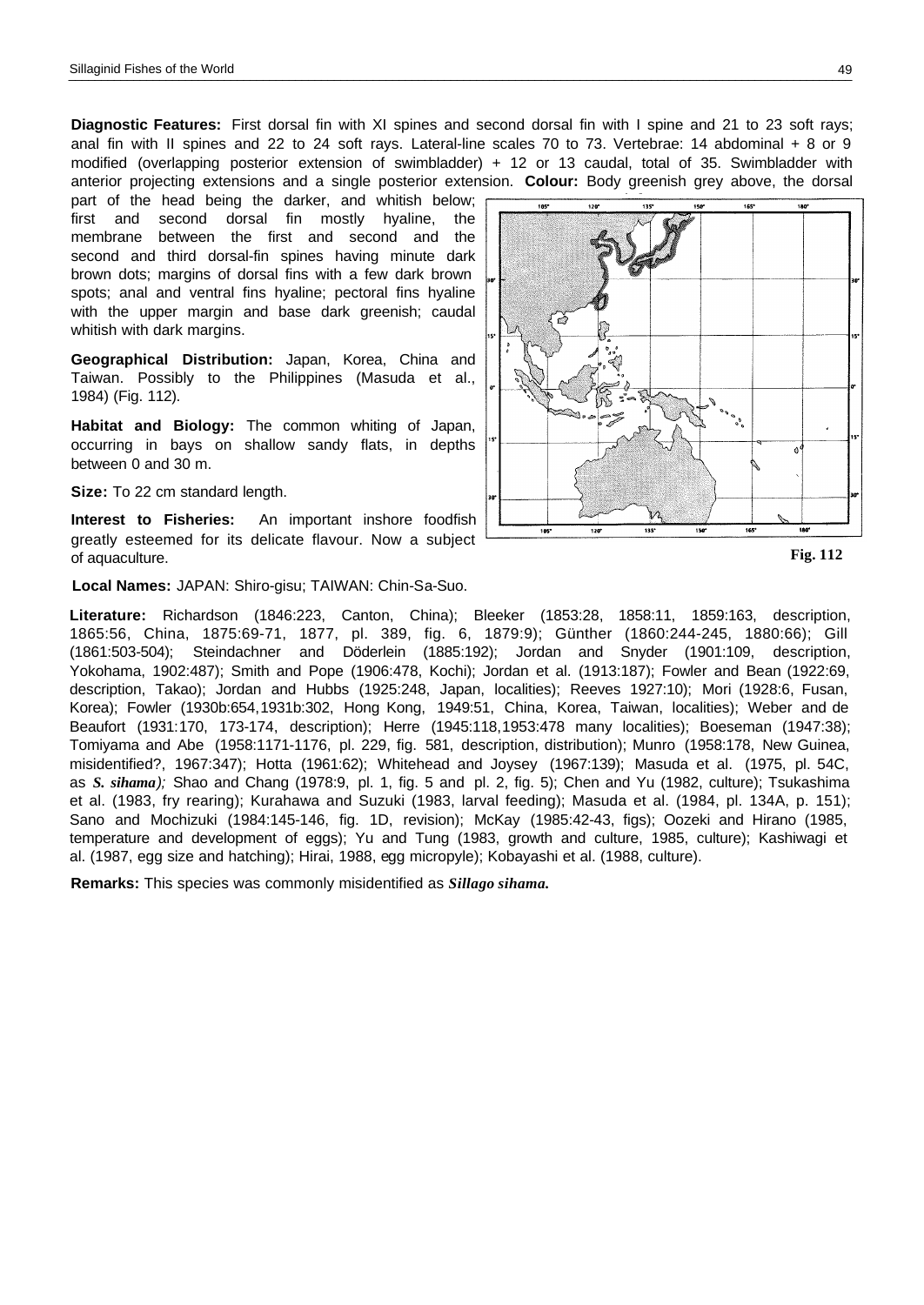**Diagnostic Features:** First dorsal fin with XI spines and second dorsal fin with I spine and 21 to 23 soft rays; anal fin with II spines and 22 to 24 soft rays. Lateral-line scales 70 to 73. Vertebrae: 14 abdominal + 8 or 9 modified (overlapping posterior extension of swimbladder) + 12 or 13 caudal, total of 35. Swimbladder with anterior projecting extensions and a single posterior extension. **Colour:** Body greenish grey above, the dorsal part of the head being the darker, and whitish below; first and second dorsal fin mostly hyaline, the membrane between the first and second and the second and third dorsal-fin spines having minute dark brown dots; margins of dorsal fins with a few dark brown spots; anal and ventral fins hyaline; pectoral fins hyaline with the upper margin and base dark greenish; caudal whitish with dark margins.

**Geographical Distribution:** Japan, Korea, China and Taiwan. Possibly to the Philippines (Masuda et al., 1984) (Fig. 112).

**Habitat and Biology:** The common whiting of Japan, occurring in bays on shallow sandy flats, in depths between 0 and 30 m.

**Size:** To 22 cm standard length.

**Interest to Fisheries:** An important inshore foodfish greatly esteemed for its delicate flavour. Now a subject of aquaculture.

**Fig. 112**

**Local Names:** JAPAN: Shiro-gisu; TAIWAN: Chin-Sa-Suo.

**Literature:** Richardson (1846:223, Canton, China); Bleeker (1853:28, 1858:11, 1859:163, description, 1865:56, China, 1875:69-71, 1877, pl. 389, fig. 6, 1879:9); Günther (1860:244-245, 1880:66); Gill (1861:503-504); Steindachner and Döderlein (1885:192); Jordan and Snyder (1901:109, description, Yokohama, 1902:487); Smith and Pope (1906:478, Kochi); Jordan et al. (1913:187); Fowler and Bean (1922:69, description, Takao); Jordan and Hubbs (1925:248, Japan, localities); Reeves 1927:10); Mori (1928:6, Fusan, Korea); Fowler (1930b:654,1931b:302, Hong Kong, 1949:51, China, Korea, Taiwan, localities); Weber and de Beaufort (1931:170, 173-174, description); Herre (1945:118,1953:478 many localities); Boeseman (1947:38); Tomiyama and Abe (1958:1171-1176, pl. 229, fig. 581, description, distribution); Munro (1958:178, New Guinea, misidentified?, 1967:347); Hotta (1961:62); Whitehead and Joysey (1967:139); Masuda et al. (1975, pl. 54C, as ***S. sihama****)*; Shao and Chang (1978:9, pl. 1, fig. 5 and pl. 2, fig. 5); Chen and Yu (1982, culture); Tsukashima et al. (1983, fry rearing); Kurahawa and Suzuki (1983, larval feeding); Masuda et al. (1984, pl. 134A, p. 151); Sano and Mochizuki (1984:145-146, fig. 1D, revision); McKay (1985:42-43, figs); Oozeki and Hirano (1985, temperature and development of eggs); Yu and Tung (1983, growth and culture, 1985, culture); Kashiwagi et al. (1987, egg size and hatching); Hirai, 1988, egg micropyle); Kobayashi et al. (1988, culture).

**Remarks:** This species was commonly misidentified as ***Sillago sihama.***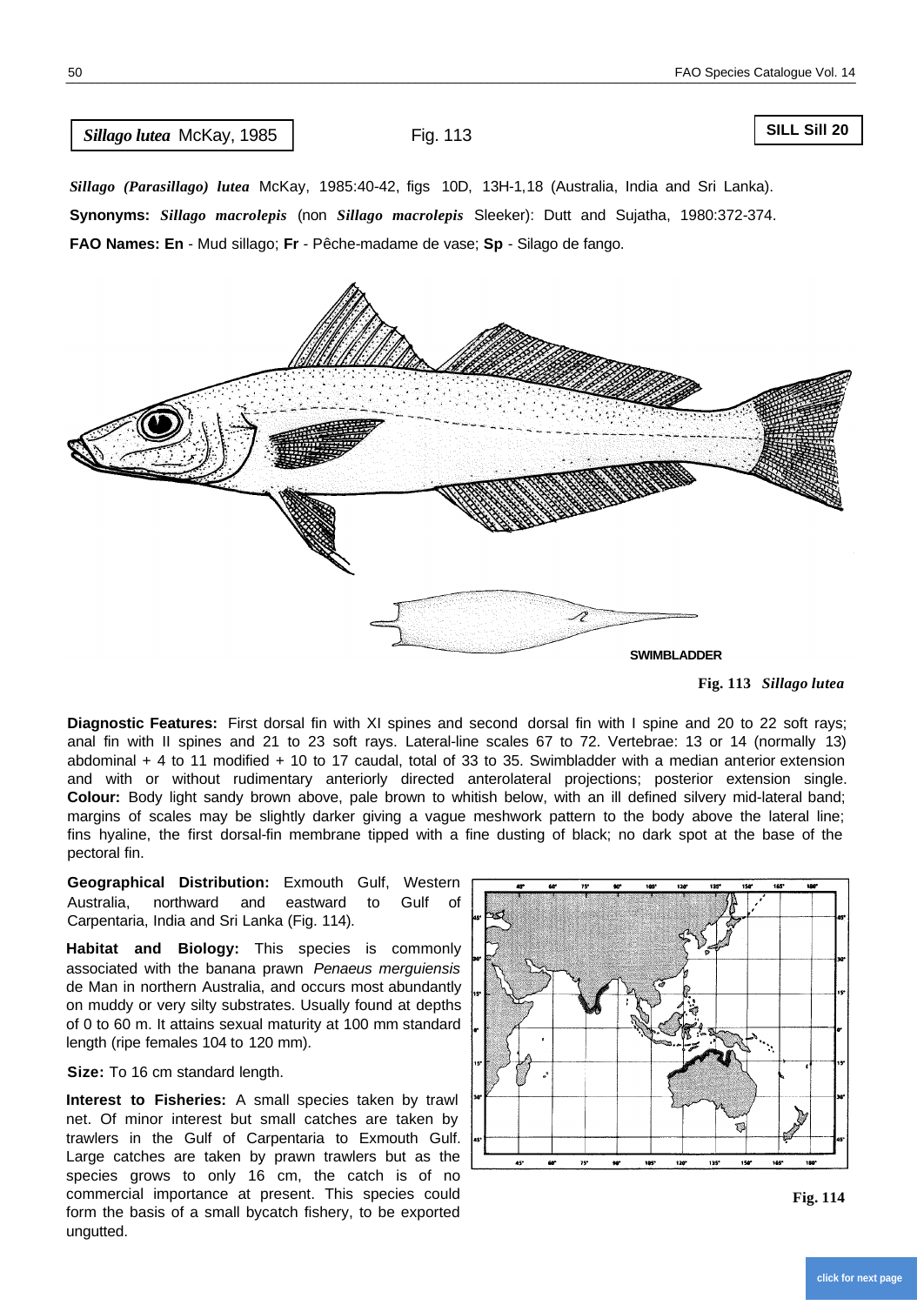**_Sillago lutea_ McKay, 1985** Fig. 113 **SILL Sill 20**

***Sillago (Parasillago) lutea*** McKay, 1985:40-42, figs 10D, 13H-1,18 (Australia, India and Sri Lanka).

**Synonyms:** ***Sillago macrolepis*** (non ***Sillago macrolepis*** Sleeker): Dutt and Sujatha, 1980:372-374.

**FAO Names: En** - Mud sillago; **Fr** - Pêche-madame de vase; **Sp** - Silago de fango.

SWIMBLADDER

**Fig. 113** ***Sillago lutea***

**Diagnostic Features:** First dorsal fin with XI spines and second dorsal fin with I spine and 20 to 22 soft rays; anal fin with II spines and 21 to 23 soft rays. Lateral-line scales 67 to 72. Vertebrae: 13 or 14 (normally 13) abdominal + 4 to 11 modified + 10 to 17 caudal, total of 33 to 35. Swimbladder with a median anterior extension and with or without rudimentary anteriorly directed anterolateral projections; posterior extension single. **Colour:** Body light sandy brown above, pale brown to whitish below, with an ill defined silvery mid-lateral band; margins of scales may be slightly darker giving a vague meshwork pattern to the body above the lateral line; fins hyaline, the first dorsal-fin membrane tipped with a fine dusting of black; no dark spot at the base of the pectoral fin.

**Geographical Distribution:** Exmouth Gulf, Western Australia, northward and eastward to Gulf of Carpentaria, India and Sri Lanka (Fig. 114).

**Habitat and Biology:** This species is commonly associated with the banana prawn *Penaeus merguiensis* de Man in northern Australia, and occurs most abundantly on muddy or very silty substrates. Usually found at depths of 0 to 60 m. It attains sexual maturity at 100 mm standard length (ripe females 104 to 120 mm).

**Size:** To 16 cm standard length.

**Interest to Fisheries:** A small species taken by trawl net. Of minor interest but small catches are taken by trawlers in the Gulf of Carpentaria to Exmouth Gulf. Large catches are taken by prawn trawlers but as the species grows to only 16 cm, the catch is of no commercial importance at present. This species could form the basis of a small bycatch fishery, to be exported ungutted.

**Fig. 114**